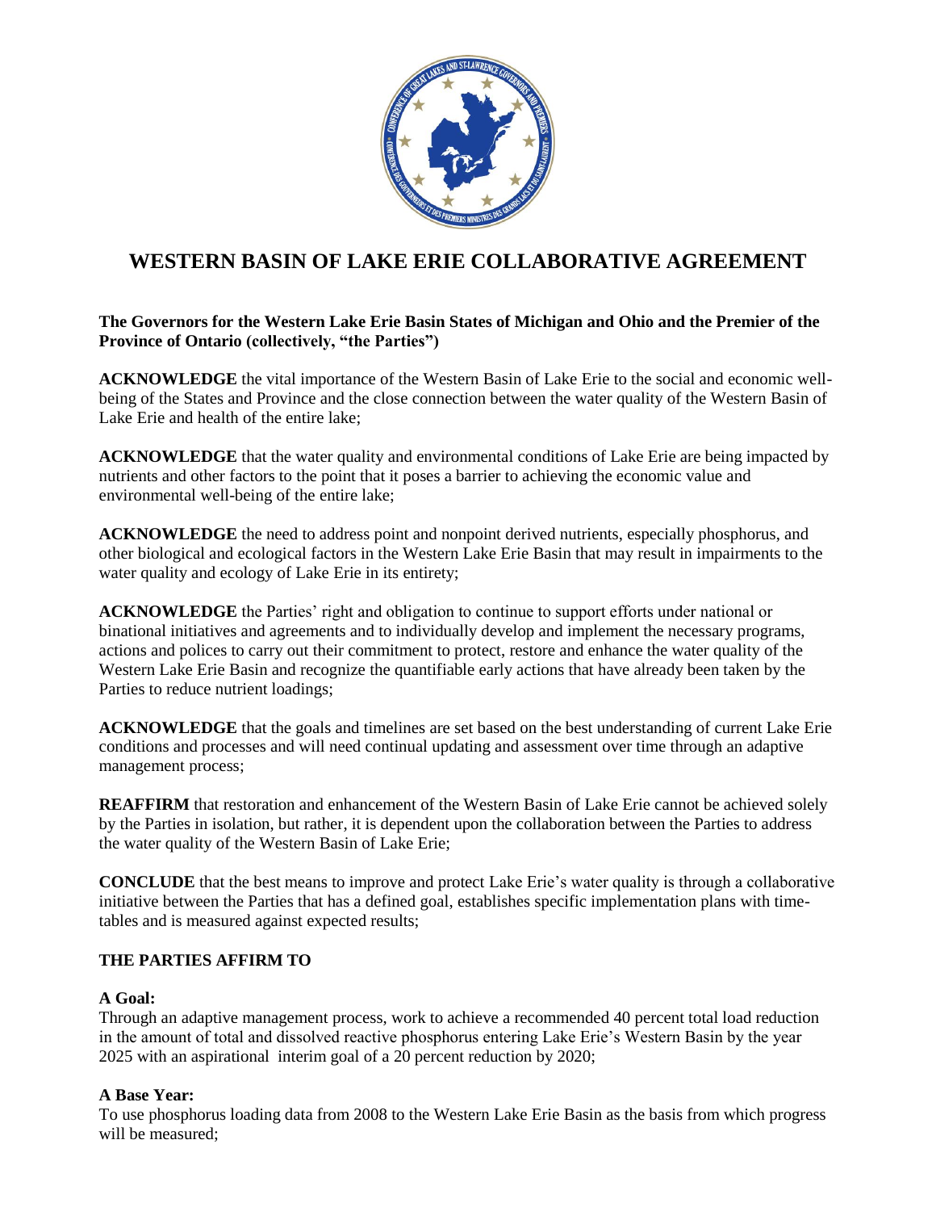# WESTERN BASIN OF LAKE ERIE COLLABORATIVE AGREEMENT

**The Governors for the Western Lake Erie Basin States of Michigan and Ohio and the Premier of the Province of Ontario (collectively, "the Parties")**

**ACKNOWLEDGE** the vital importance of the Western Basin of Lake Erie to the social and economic well-being of the States and Province and the close connection between the water quality of the Western Basin of Lake Erie and health of the entire lake;

**ACKNOWLEDGE** that the water quality and environmental conditions of Lake Erie are being impacted by nutrients and other factors to the point that it poses a barrier to achieving the economic value and environmental well-being of the entire lake;

**ACKNOWLEDGE** the need to address point and nonpoint derived nutrients, especially phosphorus, and other biological and ecological factors in the Western Lake Erie Basin that may result in impairments to the water quality and ecology of Lake Erie in its entirety;

**ACKNOWLEDGE** the Parties' right and obligation to continue to support efforts under national or binational initiatives and agreements and to individually develop and implement the necessary programs, actions and polices to carry out their commitment to protect, restore and enhance the water quality of the Western Lake Erie Basin and recognize the quantifiable early actions that have already been taken by the Parties to reduce nutrient loadings;

**ACKNOWLEDGE** that the goals and timelines are set based on the best understanding of current Lake Erie conditions and processes and will need continual updating and assessment over time through an adaptive management process;

**REAFFIRM** that restoration and enhancement of the Western Basin of Lake Erie cannot be achieved solely by the Parties in isolation, but rather, it is dependent upon the collaboration between the Parties to address the water quality of the Western Basin of Lake Erie;

**CONCLUDE** that the best means to improve and protect Lake Erie's water quality is through a collaborative initiative between the Parties that has a defined goal, establishes specific implementation plans with time-tables and is measured against expected results;

**THE PARTIES AFFIRM TO**

**A Goal:**
Through an adaptive management process, work to achieve a recommended 40 percent total load reduction in the amount of total and dissolved reactive phosphorus entering Lake Erie's Western Basin by the year 2025 with an aspirational interim goal of a 20 percent reduction by 2020;

**A Base Year:**
To use phosphorus loading data from 2008 to the Western Lake Erie Basin as the basis from which progress will be measured;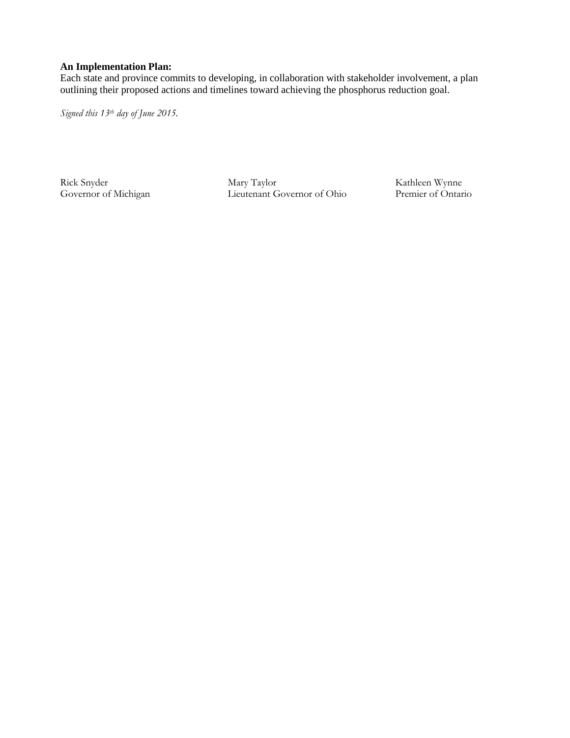**An Implementation Plan:**
Each state and province commits to developing, in collaboration with stakeholder involvement, a plan outlining their proposed actions and timelines toward achieving the phosphorus reduction goal.

*Signed this 13th day of June 2015.*

| | | |
|---|---|---|
| Rick Snyder | Mary Taylor | Kathleen Wynne |
| Governor of Michigan | Lieutenant Governor of Ohio | Premier of Ontario |